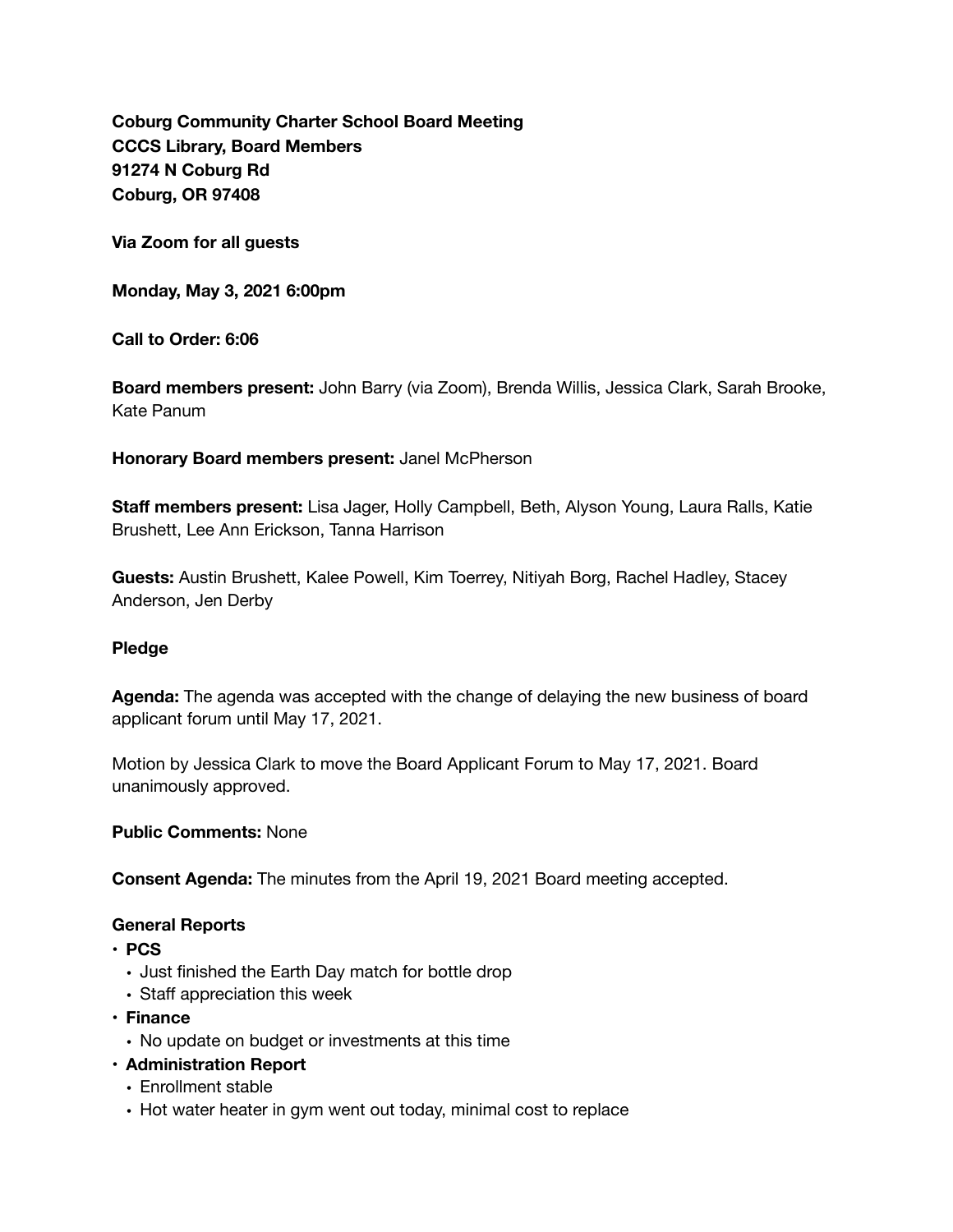**Coburg Community Charter School Board Meeting**
**CCCS Library, Board Members**
**91274 N Coburg Rd**
**Coburg, OR 97408**

**Via Zoom for all guests**

**Monday, May 3, 2021 6:00pm**

**Call to Order: 6:06**

**Board members present:** John Barry (via Zoom), Brenda Willis, Jessica Clark, Sarah Brooke, Kate Panum

**Honorary Board members present:** Janel McPherson

**Staff members present:** Lisa Jager, Holly Campbell, Beth, Alyson Young, Laura Ralls, Katie Brushett, Lee Ann Erickson, Tanna Harrison

**Guests:** Austin Brushett, Kalee Powell, Kim Toerrey, Nitiyah Borg, Rachel Hadley, Stacey Anderson, Jen Derby

**Pledge**

**Agenda:** The agenda was accepted with the change of delaying the new business of board applicant forum until May 17, 2021.

Motion by Jessica Clark to move the Board Applicant Forum to May 17, 2021. Board unanimously approved.

**Public Comments:** None

**Consent Agenda:** The minutes from the April 19, 2021 Board meeting accepted.

**General Reports**

- **PCS**
  - Just finished the Earth Day match for bottle drop
  - Staff appreciation this week
- **Finance**
  - No update on budget or investments at this time
- **Administration Report**
  - Enrollment stable
  - Hot water heater in gym went out today, minimal cost to replace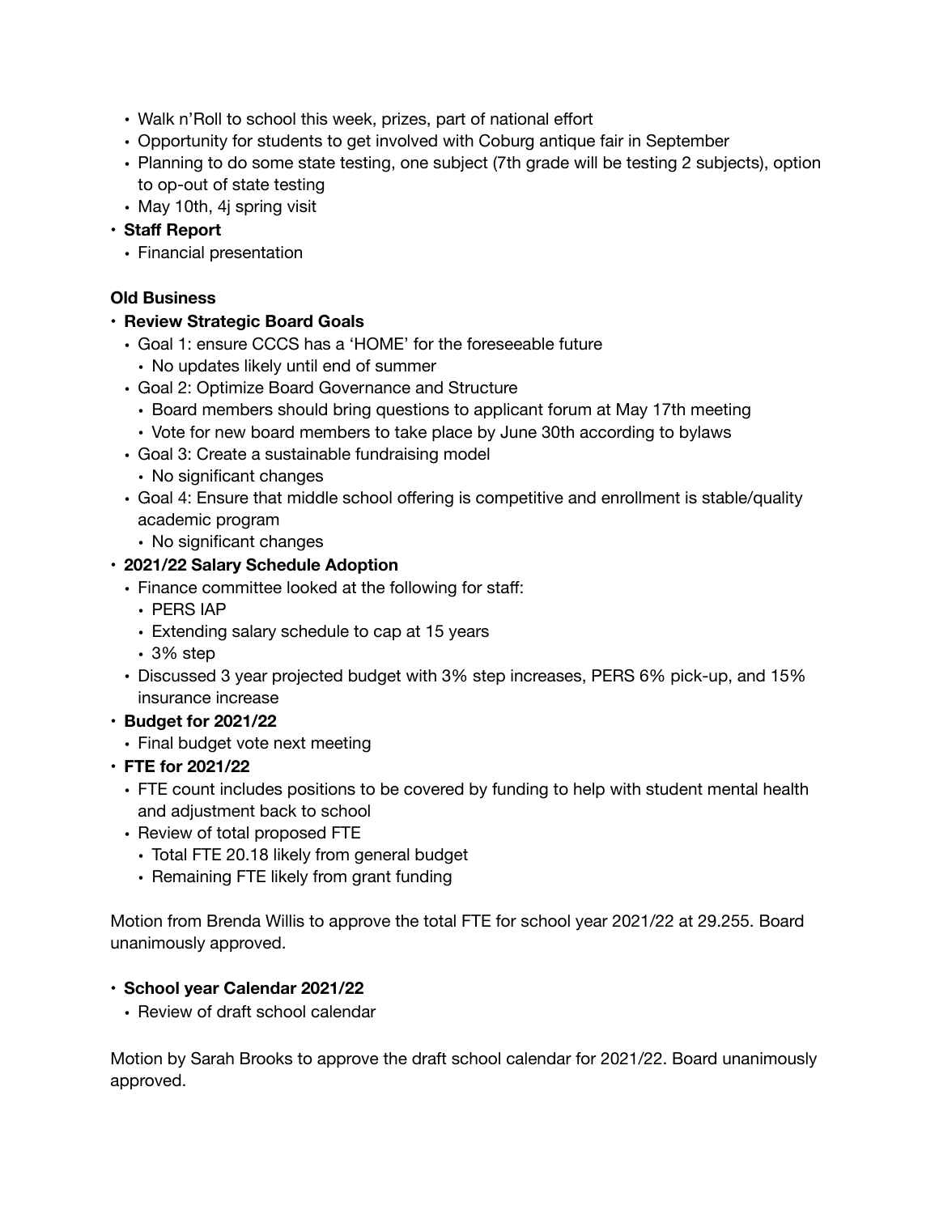- Walk n'Roll to school this week, prizes, part of national effort
- Opportunity for students to get involved with Coburg antique fair in September
- Planning to do some state testing, one subject (7th grade will be testing 2 subjects), option to op-out of state testing
- May 10th, 4j spring visit
- **Staff Report**
  - Financial presentation

**Old Business**

- **Review Strategic Board Goals**
  - Goal 1: ensure CCCS has a 'HOME' for the foreseeable future
    - No updates likely until end of summer
  - Goal 2: Optimize Board Governance and Structure
    - Board members should bring questions to applicant forum at May 17th meeting
    - Vote for new board members to take place by June 30th according to bylaws
  - Goal 3: Create a sustainable fundraising model
    - No significant changes
  - Goal 4: Ensure that middle school offering is competitive and enrollment is stable/quality academic program
    - No significant changes
- **2021/22 Salary Schedule Adoption**
  - Finance committee looked at the following for staff:
    - PERS IAP
    - Extending salary schedule to cap at 15 years
    - 3% step
  - Discussed 3 year projected budget with 3% step increases, PERS 6% pick-up, and 15% insurance increase
- **Budget for 2021/22**
  - Final budget vote next meeting
- **FTE for 2021/22**
  - FTE count includes positions to be covered by funding to help with student mental health and adjustment back to school
  - Review of total proposed FTE
    - Total FTE 20.18 likely from general budget
    - Remaining FTE likely from grant funding

Motion from Brenda Willis to approve the total FTE for school year 2021/22 at 29.255. Board unanimously approved.

- **School year Calendar 2021/22**
  - Review of draft school calendar

Motion by Sarah Brooks to approve the draft school calendar for 2021/22. Board unanimously approved.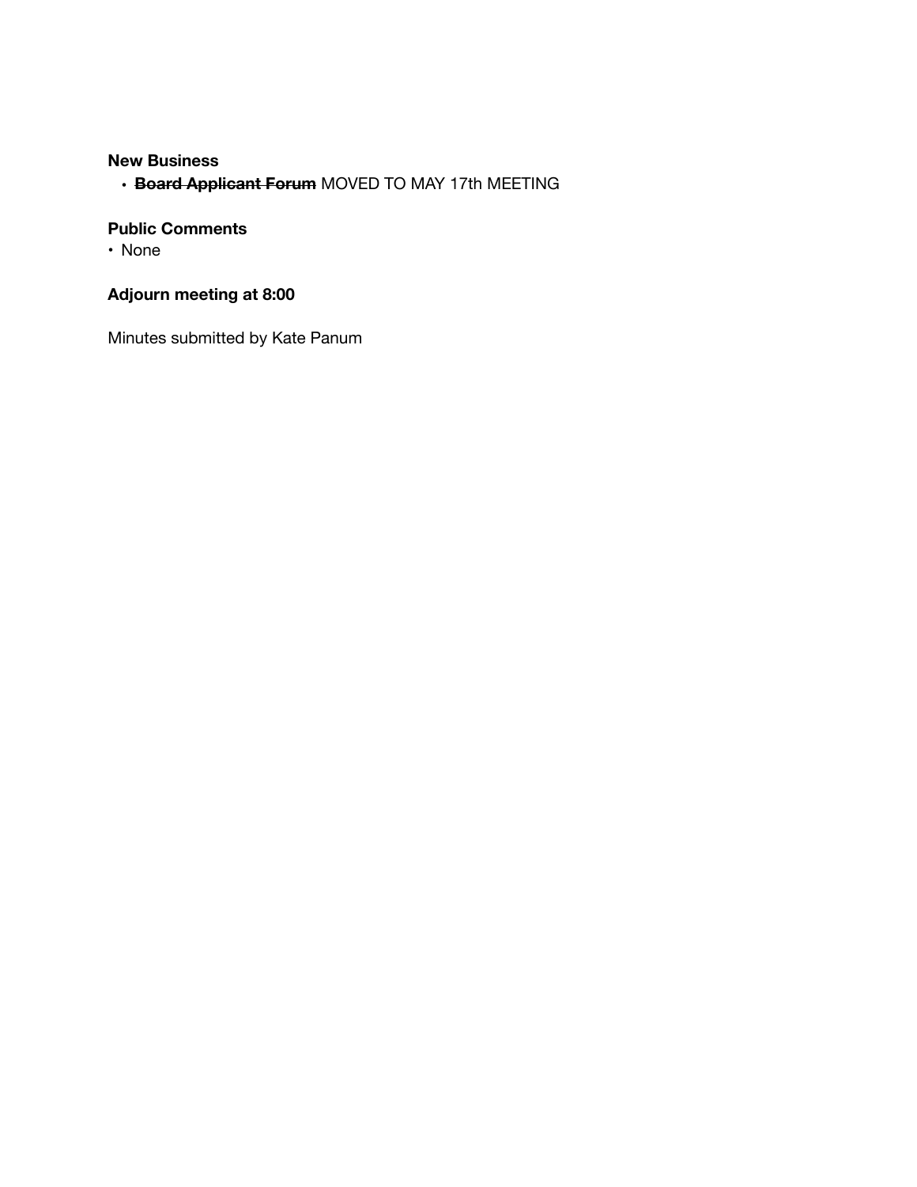**New Business**

- ~~**Board Applicant Forum**~~ MOVED TO MAY 17th MEETING

**Public Comments**

- None

**Adjourn meeting at 8:00**

Minutes submitted by Kate Panum